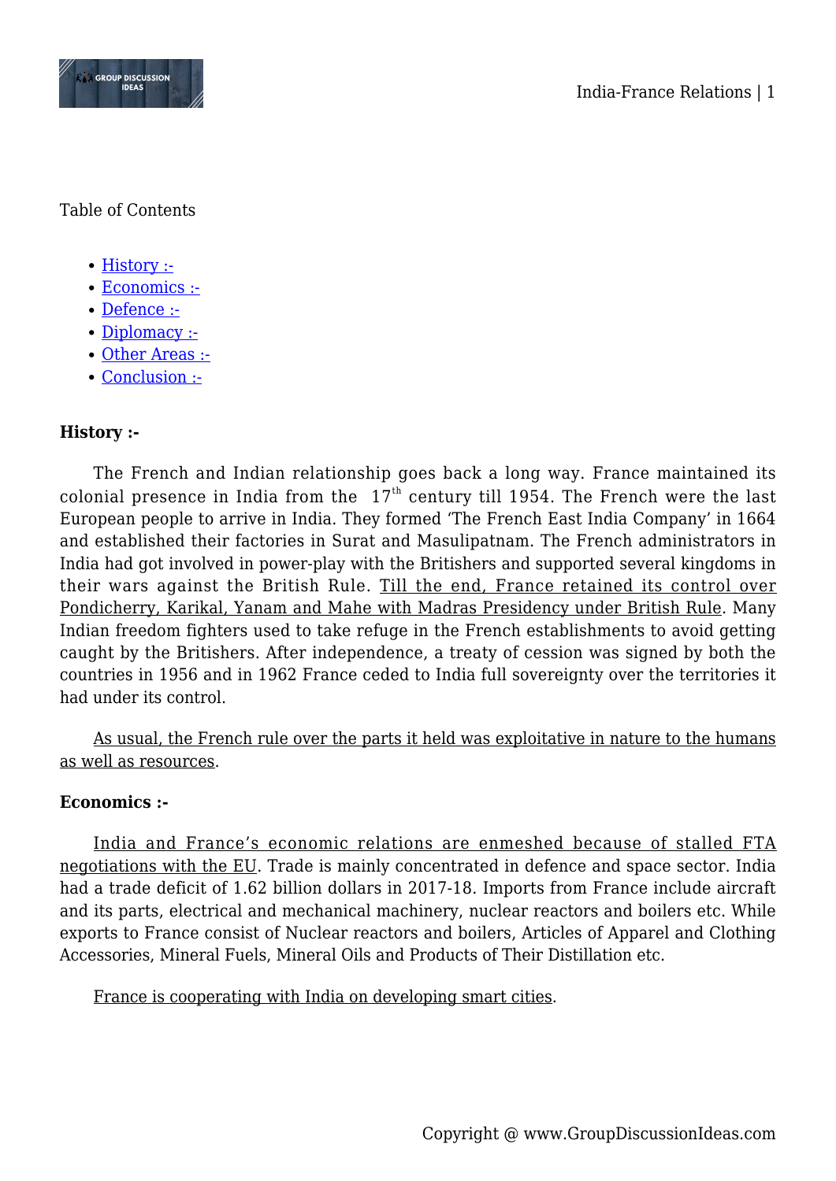Table of Contents

- History :-
- Economics :-
- Defence :-
- Diplomacy :-
- Other Areas :-
- Conclusion :-

**History :-**

The French and Indian relationship goes back a long way. France maintained its colonial presence in India from the 17th century till 1954. The French were the last European people to arrive in India. They formed 'The French East India Company' in 1664 and established their factories in Surat and Masulipatnam. The French administrators in India had got involved in power-play with the Britishers and supported several kingdoms in their wars against the British Rule. Till the end, France retained its control over Pondicherry, Karikal, Yanam and Mahe with Madras Presidency under British Rule. Many Indian freedom fighters used to take refuge in the French establishments to avoid getting caught by the Britishers. After independence, a treaty of cession was signed by both the countries in 1956 and in 1962 France ceded to India full sovereignty over the territories it had under its control.

As usual, the French rule over the parts it held was exploitative in nature to the humans as well as resources.

**Economics :-**

India and France's economic relations are enmeshed because of stalled FTA negotiations with the EU. Trade is mainly concentrated in defence and space sector. India had a trade deficit of 1.62 billion dollars in 2017-18. Imports from France include aircraft and its parts, electrical and mechanical machinery, nuclear reactors and boilers etc. While exports to France consist of Nuclear reactors and boilers, Articles of Apparel and Clothing Accessories, Mineral Fuels, Mineral Oils and Products of Their Distillation etc.

France is cooperating with India on developing smart cities.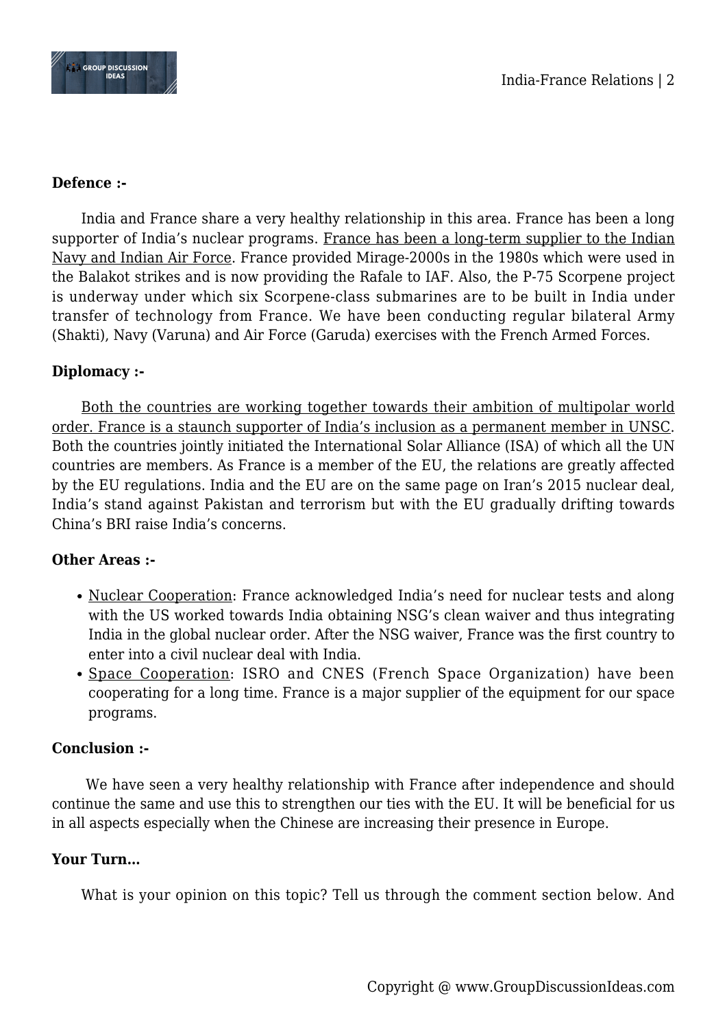**Defence :-**

India and France share a very healthy relationship in this area. France has been a long supporter of India's nuclear programs. France has been a long-term supplier to the Indian Navy and Indian Air Force. France provided Mirage-2000s in the 1980s which were used in the Balakot strikes and is now providing the Rafale to IAF. Also, the P-75 Scorpene project is underway under which six Scorpene-class submarines are to be built in India under transfer of technology from France. We have been conducting regular bilateral Army (Shakti), Navy (Varuna) and Air Force (Garuda) exercises with the French Armed Forces.

**Diplomacy :-**

Both the countries are working together towards their ambition of multipolar world order. France is a staunch supporter of India's inclusion as a permanent member in UNSC. Both the countries jointly initiated the International Solar Alliance (ISA) of which all the UN countries are members. As France is a member of the EU, the relations are greatly affected by the EU regulations. India and the EU are on the same page on Iran's 2015 nuclear deal, India's stand against Pakistan and terrorism but with the EU gradually drifting towards China's BRI raise India's concerns.

**Other Areas :-**

- Nuclear Cooperation: France acknowledged India's need for nuclear tests and along with the US worked towards India obtaining NSG's clean waiver and thus integrating India in the global nuclear order. After the NSG waiver, France was the first country to enter into a civil nuclear deal with India.
- Space Cooperation: ISRO and CNES (French Space Organization) have been cooperating for a long time. France is a major supplier of the equipment for our space programs.

**Conclusion :-**

We have seen a very healthy relationship with France after independence and should continue the same and use this to strengthen our ties with the EU. It will be beneficial for us in all aspects especially when the Chinese are increasing their presence in Europe.

**Your Turn…**

What is your opinion on this topic? Tell us through the comment section below. And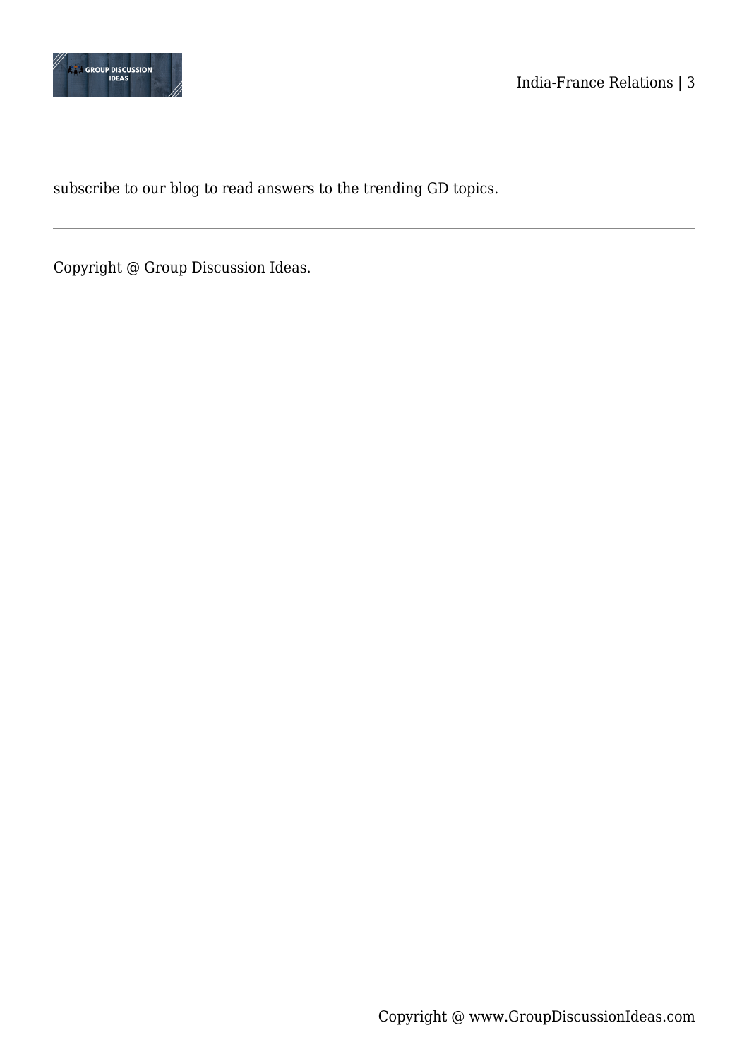subscribe to our blog to read answers to the trending GD topics.

---

Copyright @ Group Discussion Ideas.